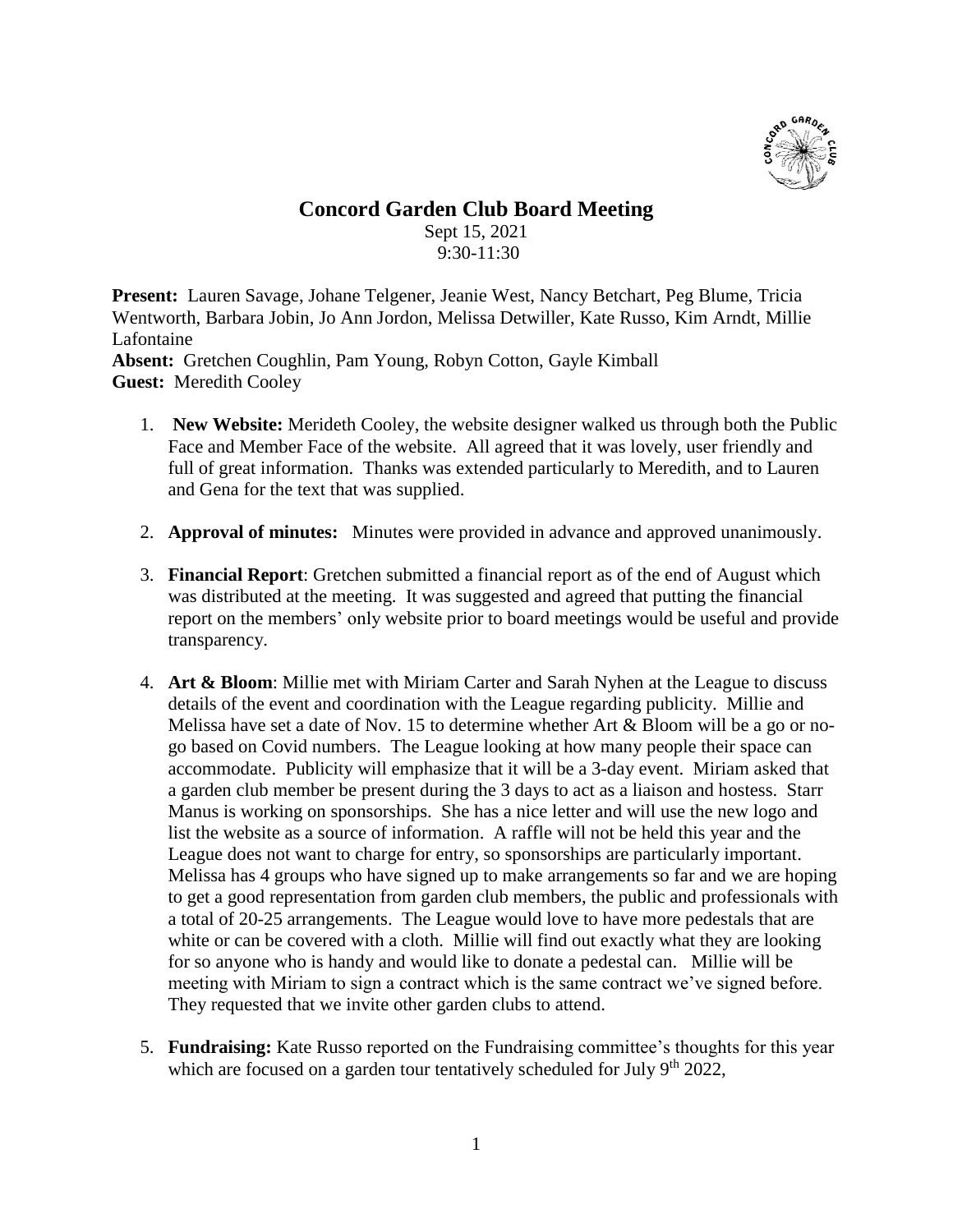# Concord Garden Club Board Meeting

Sept 15, 2021
9:30-11:30

**Present:** Lauren Savage, Johane Telgener, Jeanie West, Nancy Betchart, Peg Blume, Tricia Wentworth, Barbara Jobin, Jo Ann Jordon, Melissa Detwiller, Kate Russo, Kim Arndt, Millie Lafontaine
**Absent:** Gretchen Coughlin, Pam Young, Robyn Cotton, Gayle Kimball
**Guest:** Meredith Cooley

1. **New Website:** Merideth Cooley, the website designer walked us through both the Public Face and Member Face of the website. All agreed that it was lovely, user friendly and full of great information. Thanks was extended particularly to Meredith, and to Lauren and Gena for the text that was supplied.

2. **Approval of minutes:** Minutes were provided in advance and approved unanimously.

3. **Financial Report**: Gretchen submitted a financial report as of the end of August which was distributed at the meeting. It was suggested and agreed that putting the financial report on the members' only website prior to board meetings would be useful and provide transparency.

4. **Art & Bloom**: Millie met with Miriam Carter and Sarah Nyhen at the League to discuss details of the event and coordination with the League regarding publicity. Millie and Melissa have set a date of Nov. 15 to determine whether Art & Bloom will be a go or no-go based on Covid numbers. The League looking at how many people their space can accommodate. Publicity will emphasize that it will be a 3-day event. Miriam asked that a garden club member be present during the 3 days to act as a liaison and hostess. Starr Manus is working on sponsorships. She has a nice letter and will use the new logo and list the website as a source of information. A raffle will not be held this year and the League does not want to charge for entry, so sponsorships are particularly important. Melissa has 4 groups who have signed up to make arrangements so far and we are hoping to get a good representation from garden club members, the public and professionals with a total of 20-25 arrangements. The League would love to have more pedestals that are white or can be covered with a cloth. Millie will find out exactly what they are looking for so anyone who is handy and would like to donate a pedestal can. Millie will be meeting with Miriam to sign a contract which is the same contract we've signed before. They requested that we invite other garden clubs to attend.

5. **Fundraising:** Kate Russo reported on the Fundraising committee's thoughts for this year which are focused on a garden tour tentatively scheduled for July 9th 2022,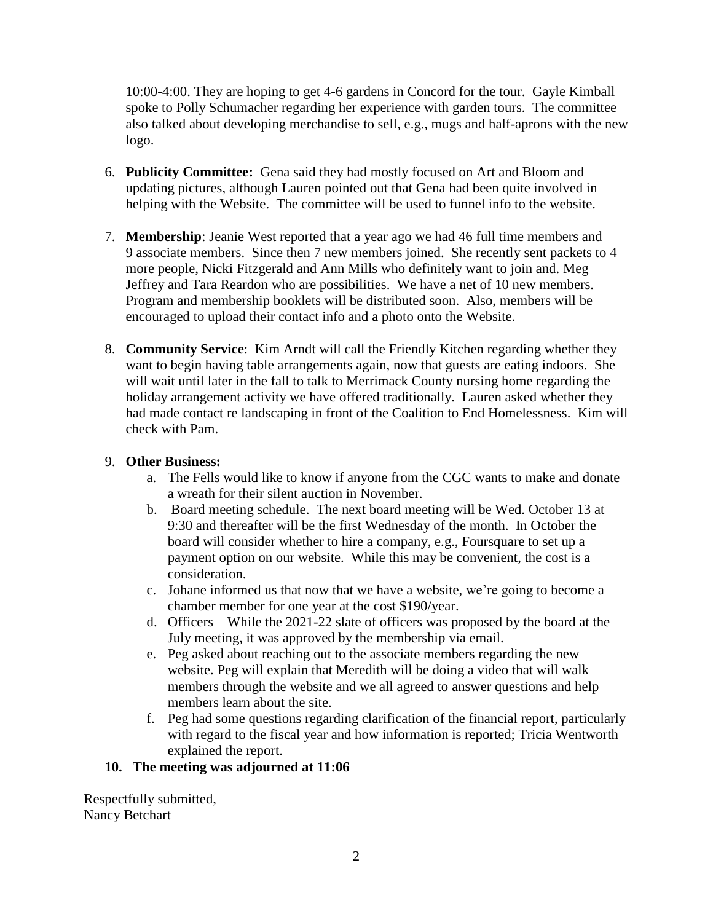10:00-4:00. They are hoping to get 4-6 gardens in Concord for the tour. Gayle Kimball spoke to Polly Schumacher regarding her experience with garden tours. The committee also talked about developing merchandise to sell, e.g., mugs and half-aprons with the new logo.

6. **Publicity Committee:** Gena said they had mostly focused on Art and Bloom and updating pictures, although Lauren pointed out that Gena had been quite involved in helping with the Website. The committee will be used to funnel info to the website.

7. **Membership**: Jeanie West reported that a year ago we had 46 full time members and 9 associate members. Since then 7 new members joined. She recently sent packets to 4 more people, Nicki Fitzgerald and Ann Mills who definitely want to join and. Meg Jeffrey and Tara Reardon who are possibilities. We have a net of 10 new members. Program and membership booklets will be distributed soon. Also, members will be encouraged to upload their contact info and a photo onto the Website.

8. **Community Service**: Kim Arndt will call the Friendly Kitchen regarding whether they want to begin having table arrangements again, now that guests are eating indoors. She will wait until later in the fall to talk to Merrimack County nursing home regarding the holiday arrangement activity we have offered traditionally. Lauren asked whether they had made contact re landscaping in front of the Coalition to End Homelessness. Kim will check with Pam.

9. **Other Business:**
   a. The Fells would like to know if anyone from the CGC wants to make and donate a wreath for their silent auction in November.
   b. Board meeting schedule. The next board meeting will be Wed. October 13 at 9:30 and thereafter will be the first Wednesday of the month. In October the board will consider whether to hire a company, e.g., Foursquare to set up a payment option on our website. While this may be convenient, the cost is a consideration.
   c. Johane informed us that now that we have a website, we're going to become a chamber member for one year at the cost $190/year.
   d. Officers – While the 2021-22 slate of officers was proposed by the board at the July meeting, it was approved by the membership via email.
   e. Peg asked about reaching out to the associate members regarding the new website. Peg will explain that Meredith will be doing a video that will walk members through the website and we all agreed to answer questions and help members learn about the site.
   f. Peg had some questions regarding clarification of the financial report, particularly with regard to the fiscal year and how information is reported; Tricia Wentworth explained the report.

10. **The meeting was adjourned at 11:06**

Respectfully submitted,
Nancy Betchart